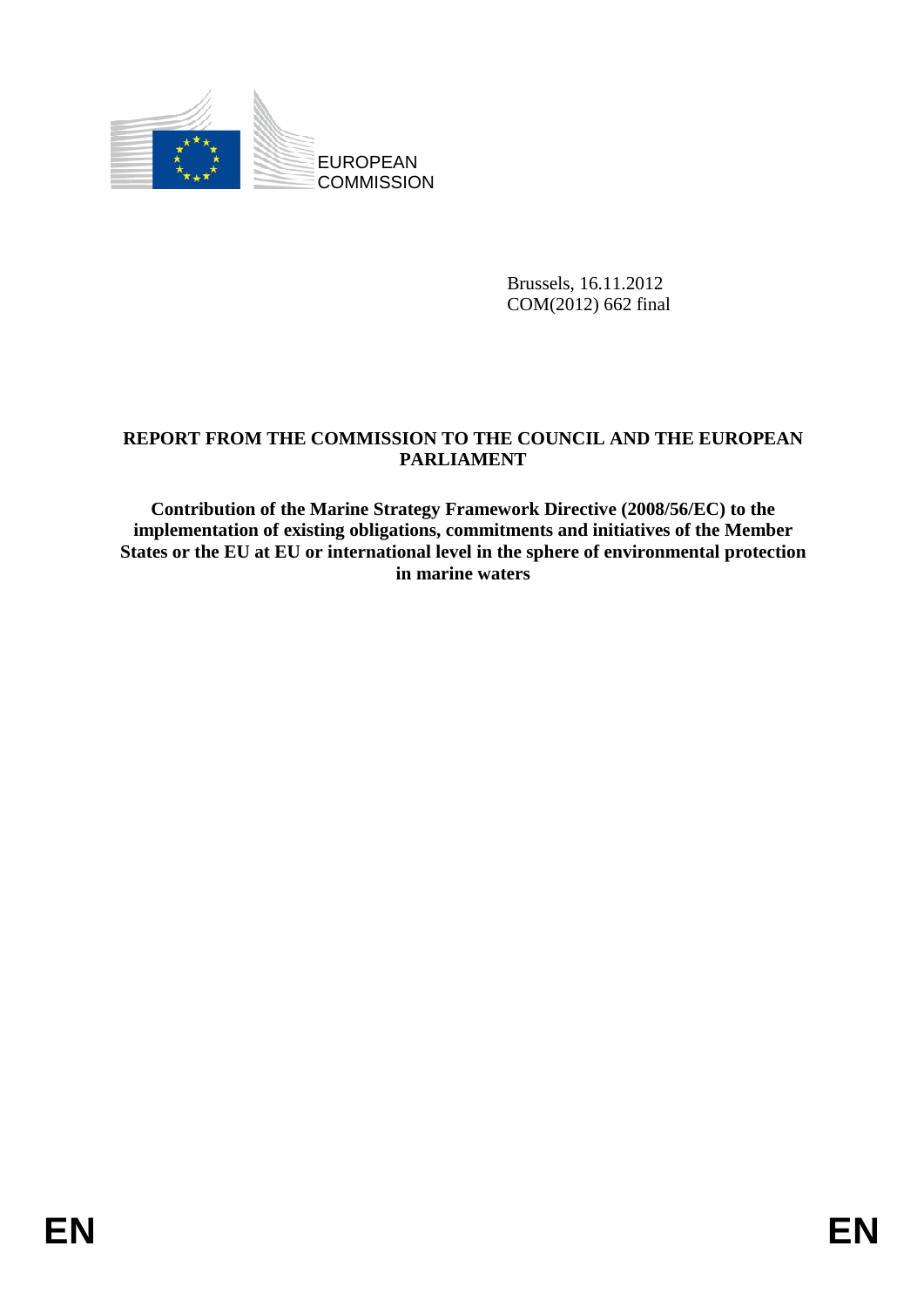EUROPEAN COMMISSION

Brussels, 16.11.2012
COM(2012) 662 final

**REPORT FROM THE COMMISSION TO THE COUNCIL AND THE EUROPEAN PARLIAMENT**

**Contribution of the Marine Strategy Framework Directive (2008/56/EC) to the implementation of existing obligations, commitments and initiatives of the Member States or the EU at EU or international level in the sphere of environmental protection in marine waters**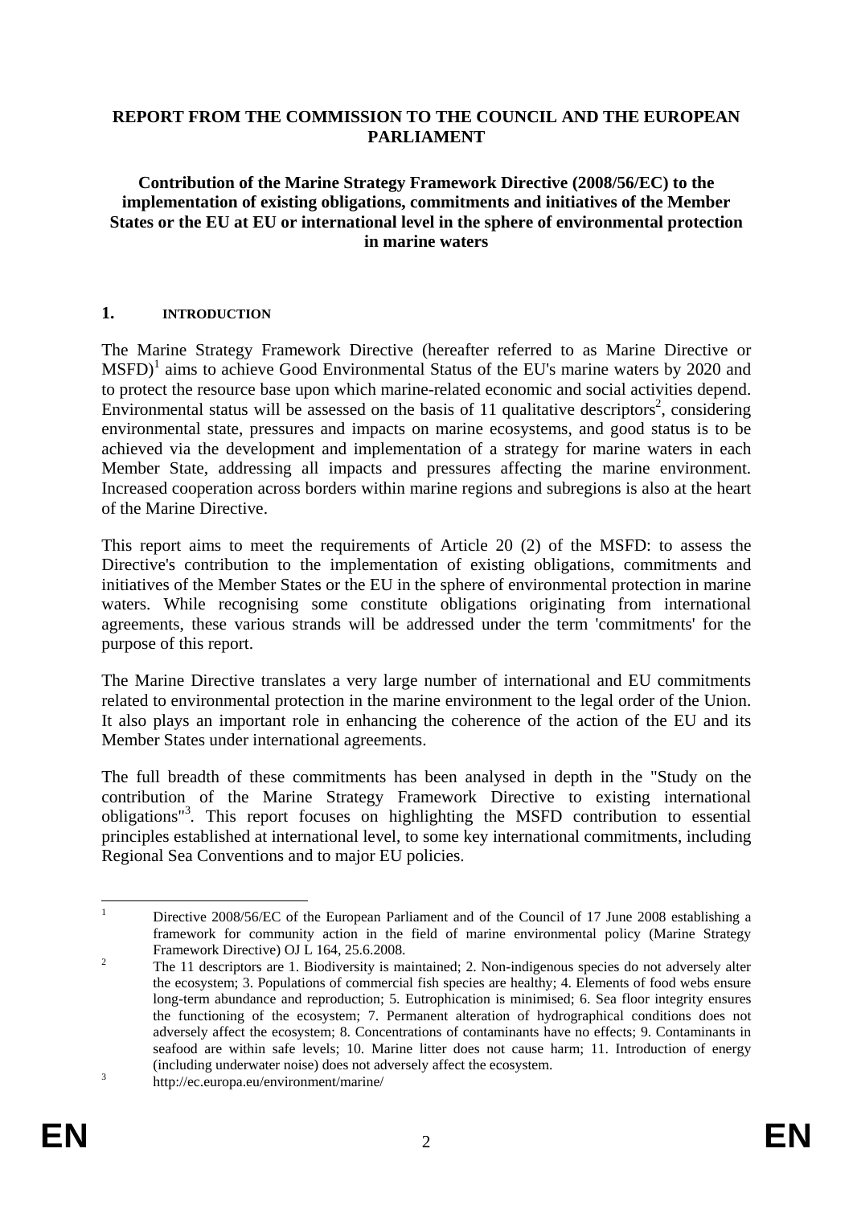**REPORT FROM THE COMMISSION TO THE COUNCIL AND THE EUROPEAN PARLIAMENT**

**Contribution of the Marine Strategy Framework Directive (2008/56/EC) to the implementation of existing obligations, commitments and initiatives of the Member States or the EU at EU or international level in the sphere of environmental protection in marine waters**

## 1. INTRODUCTION

The Marine Strategy Framework Directive (hereafter referred to as Marine Directive or MSFD)[1] aims to achieve Good Environmental Status of the EU's marine waters by 2020 and to protect the resource base upon which marine-related economic and social activities depend. Environmental status will be assessed on the basis of 11 qualitative descriptors[2], considering environmental state, pressures and impacts on marine ecosystems, and good status is to be achieved via the development and implementation of a strategy for marine waters in each Member State, addressing all impacts and pressures affecting the marine environment. Increased cooperation across borders within marine regions and subregions is also at the heart of the Marine Directive.

This report aims to meet the requirements of Article 20 (2) of the MSFD: to assess the Directive's contribution to the implementation of existing obligations, commitments and initiatives of the Member States or the EU in the sphere of environmental protection in marine waters. While recognising some constitute obligations originating from international agreements, these various strands will be addressed under the term 'commitments' for the purpose of this report.

The Marine Directive translates a very large number of international and EU commitments related to environmental protection in the marine environment to the legal order of the Union. It also plays an important role in enhancing the coherence of the action of the EU and its Member States under international agreements.

The full breadth of these commitments has been analysed in depth in the "Study on the contribution of the Marine Strategy Framework Directive to existing international obligations"[3]. This report focuses on highlighting the MSFD contribution to essential principles established at international level, to some key international commitments, including Regional Sea Conventions and to major EU policies.

---

[1] Directive 2008/56/EC of the European Parliament and of the Council of 17 June 2008 establishing a framework for community action in the field of marine environmental policy (Marine Strategy Framework Directive) OJ L 164, 25.6.2008.

[2] The 11 descriptors are 1. Biodiversity is maintained; 2. Non-indigenous species do not adversely alter the ecosystem; 3. Populations of commercial fish species are healthy; 4. Elements of food webs ensure long-term abundance and reproduction; 5. Eutrophication is minimised; 6. Sea floor integrity ensures the functioning of the ecosystem; 7. Permanent alteration of hydrographical conditions does not adversely affect the ecosystem; 8. Concentrations of contaminants have no effects; 9. Contaminants in seafood are within safe levels; 10. Marine litter does not cause harm; 11. Introduction of energy (including underwater noise) does not adversely affect the ecosystem.

[3] http://ec.europa.eu/environment/marine/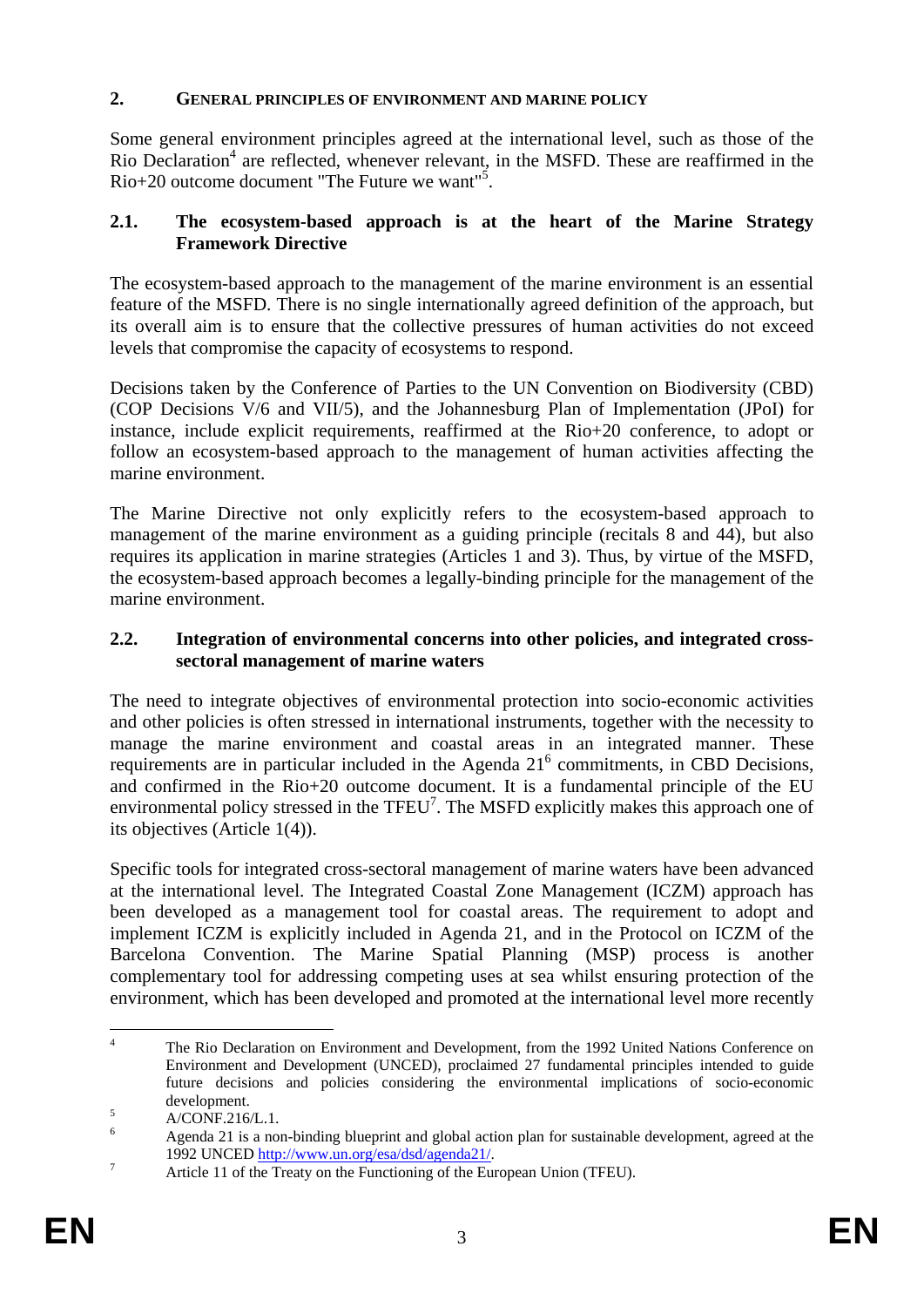## 2. General principles of environment and marine policy

Some general environment principles agreed at the international level, such as those of the Rio Declaration[4] are reflected, whenever relevant, in the MSFD. These are reaffirmed in the Rio+20 outcome document "The Future we want"[5].

### 2.1. The ecosystem-based approach is at the heart of the Marine Strategy Framework Directive

The ecosystem-based approach to the management of the marine environment is an essential feature of the MSFD. There is no single internationally agreed definition of the approach, but its overall aim is to ensure that the collective pressures of human activities do not exceed levels that compromise the capacity of ecosystems to respond.

Decisions taken by the Conference of Parties to the UN Convention on Biodiversity (CBD) (COP Decisions V/6 and VII/5), and the Johannesburg Plan of Implementation (JPoI) for instance, include explicit requirements, reaffirmed at the Rio+20 conference, to adopt or follow an ecosystem-based approach to the management of human activities affecting the marine environment.

The Marine Directive not only explicitly refers to the ecosystem-based approach to management of the marine environment as a guiding principle (recitals 8 and 44), but also requires its application in marine strategies (Articles 1 and 3). Thus, by virtue of the MSFD, the ecosystem-based approach becomes a legally-binding principle for the management of the marine environment.

### 2.2. Integration of environmental concerns into other policies, and integrated cross-sectoral management of marine waters

The need to integrate objectives of environmental protection into socio-economic activities and other policies is often stressed in international instruments, together with the necessity to manage the marine environment and coastal areas in an integrated manner. These requirements are in particular included in the Agenda 21[6] commitments, in CBD Decisions, and confirmed in the Rio+20 outcome document. It is a fundamental principle of the EU environmental policy stressed in the TFEU[7]. The MSFD explicitly makes this approach one of its objectives (Article 1(4)).

Specific tools for integrated cross-sectoral management of marine waters have been advanced at the international level. The Integrated Coastal Zone Management (ICZM) approach has been developed as a management tool for coastal areas. The requirement to adopt and implement ICZM is explicitly included in Agenda 21, and in the Protocol on ICZM of the Barcelona Convention. The Marine Spatial Planning (MSP) process is another complementary tool for addressing competing uses at sea whilst ensuring protection of the environment, which has been developed and promoted at the international level more recently

---

[4] The Rio Declaration on Environment and Development, from the 1992 United Nations Conference on Environment and Development (UNCED), proclaimed 27 fundamental principles intended to guide future decisions and policies considering the environmental implications of socio-economic development.

[5] A/CONF.216/L.1.

[6] Agenda 21 is a non-binding blueprint and global action plan for sustainable development, agreed at the 1992 UNCED http://www.un.org/esa/dsd/agenda21/.

[7] Article 11 of the Treaty on the Functioning of the European Union (TFEU).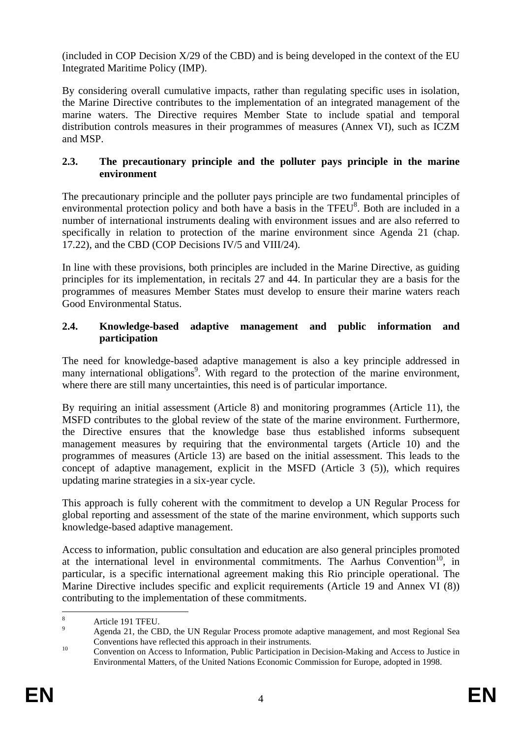(included in COP Decision X/29 of the CBD) and is being developed in the context of the EU Integrated Maritime Policy (IMP).

By considering overall cumulative impacts, rather than regulating specific uses in isolation, the Marine Directive contributes to the implementation of an integrated management of the marine waters. The Directive requires Member State to include spatial and temporal distribution controls measures in their programmes of measures (Annex VI), such as ICZM and MSP.

### 2.3. The precautionary principle and the polluter pays principle in the marine environment

The precautionary principle and the polluter pays principle are two fundamental principles of environmental protection policy and both have a basis in the TFEU[8]. Both are included in a number of international instruments dealing with environment issues and are also referred to specifically in relation to protection of the marine environment since Agenda 21 (chap. 17.22), and the CBD (COP Decisions IV/5 and VIII/24).

In line with these provisions, both principles are included in the Marine Directive, as guiding principles for its implementation, in recitals 27 and 44. In particular they are a basis for the programmes of measures Member States must develop to ensure their marine waters reach Good Environmental Status.

### 2.4. Knowledge-based adaptive management and public information and participation

The need for knowledge-based adaptive management is also a key principle addressed in many international obligations[9]. With regard to the protection of the marine environment, where there are still many uncertainties, this need is of particular importance.

By requiring an initial assessment (Article 8) and monitoring programmes (Article 11), the MSFD contributes to the global review of the state of the marine environment. Furthermore, the Directive ensures that the knowledge base thus established informs subsequent management measures by requiring that the environmental targets (Article 10) and the programmes of measures (Article 13) are based on the initial assessment. This leads to the concept of adaptive management, explicit in the MSFD (Article 3 (5)), which requires updating marine strategies in a six-year cycle.

This approach is fully coherent with the commitment to develop a UN Regular Process for global reporting and assessment of the state of the marine environment, which supports such knowledge-based adaptive management.

Access to information, public consultation and education are also general principles promoted at the international level in environmental commitments. The Aarhus Convention[10], in particular, is a specific international agreement making this Rio principle operational. The Marine Directive includes specific and explicit requirements (Article 19 and Annex VI (8)) contributing to the implementation of these commitments.

---

[8] Article 191 TFEU.

[9] Agenda 21, the CBD, the UN Regular Process promote adaptive management, and most Regional Sea Conventions have reflected this approach in their instruments.

[10] Convention on Access to Information, Public Participation in Decision-Making and Access to Justice in Environmental Matters, of the United Nations Economic Commission for Europe, adopted in 1998.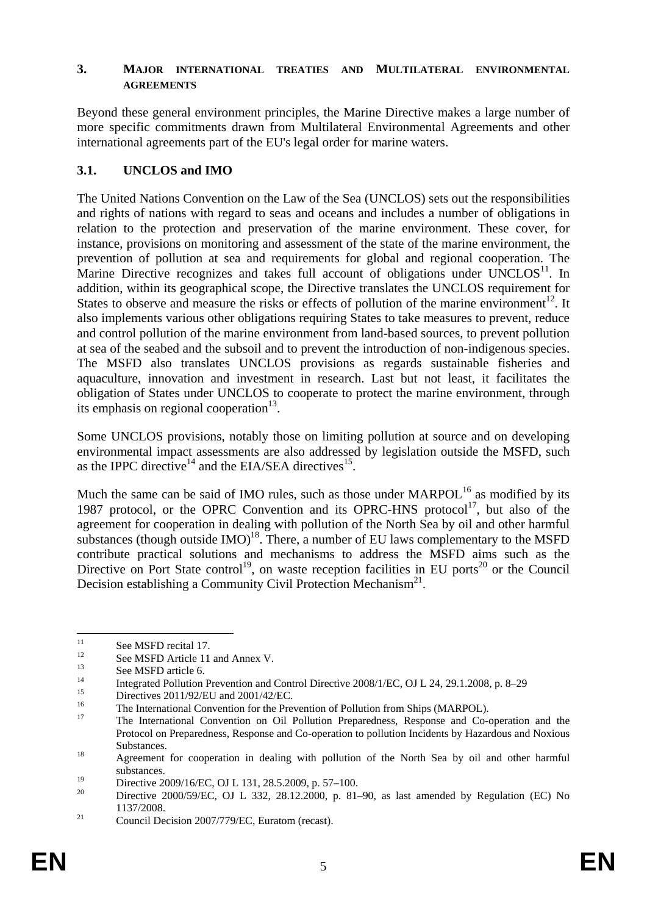## 3. MAJOR INTERNATIONAL TREATIES AND MULTILATERAL ENVIRONMENTAL AGREEMENTS

Beyond these general environment principles, the Marine Directive makes a large number of more specific commitments drawn from Multilateral Environmental Agreements and other international agreements part of the EU's legal order for marine waters.

### 3.1. UNCLOS and IMO

The United Nations Convention on the Law of the Sea (UNCLOS) sets out the responsibilities and rights of nations with regard to seas and oceans and includes a number of obligations in relation to the protection and preservation of the marine environment. These cover, for instance, provisions on monitoring and assessment of the state of the marine environment, the prevention of pollution at sea and requirements for global and regional cooperation. The Marine Directive recognizes and takes full account of obligations under UNCLOS[11]. In addition, within its geographical scope, the Directive translates the UNCLOS requirement for States to observe and measure the risks or effects of pollution of the marine environment[12]. It also implements various other obligations requiring States to take measures to prevent, reduce and control pollution of the marine environment from land-based sources, to prevent pollution at sea of the seabed and the subsoil and to prevent the introduction of non-indigenous species. The MSFD also translates UNCLOS provisions as regards sustainable fisheries and aquaculture, innovation and investment in research. Last but not least, it facilitates the obligation of States under UNCLOS to cooperate to protect the marine environment, through its emphasis on regional cooperation[13].

Some UNCLOS provisions, notably those on limiting pollution at source and on developing environmental impact assessments are also addressed by legislation outside the MSFD, such as the IPPC directive[14] and the EIA/SEA directives[15].

Much the same can be said of IMO rules, such as those under MARPOL[16] as modified by its 1987 protocol, or the OPRC Convention and its OPRC-HNS protocol[17], but also of the agreement for cooperation in dealing with pollution of the North Sea by oil and other harmful substances (though outside IMO)[18]. There, a number of EU laws complementary to the MSFD contribute practical solutions and mechanisms to address the MSFD aims such as the Directive on Port State control[19], on waste reception facilities in EU ports[20] or the Council Decision establishing a Community Civil Protection Mechanism[21].

---

[11] See MSFD recital 17.

[12] See MSFD Article 11 and Annex V.

[13] See MSFD article 6.

[14] Integrated Pollution Prevention and Control Directive 2008/1/EC, OJ L 24, 29.1.2008, p. 8–29

[15] Directives 2011/92/EU and 2001/42/EC.

[16] The International Convention for the Prevention of Pollution from Ships (MARPOL).

[17] The International Convention on Oil Pollution Preparedness, Response and Co-operation and the Protocol on Preparedness, Response and Co-operation to pollution Incidents by Hazardous and Noxious Substances.

[18] Agreement for cooperation in dealing with pollution of the North Sea by oil and other harmful substances.

[19] Directive 2009/16/EC, OJ L 131, 28.5.2009, p. 57–100.

[20] Directive 2000/59/EC, OJ L 332, 28.12.2000, p. 81–90, as last amended by Regulation (EC) No 1137/2008.

[21] Council Decision 2007/779/EC, Euratom (recast).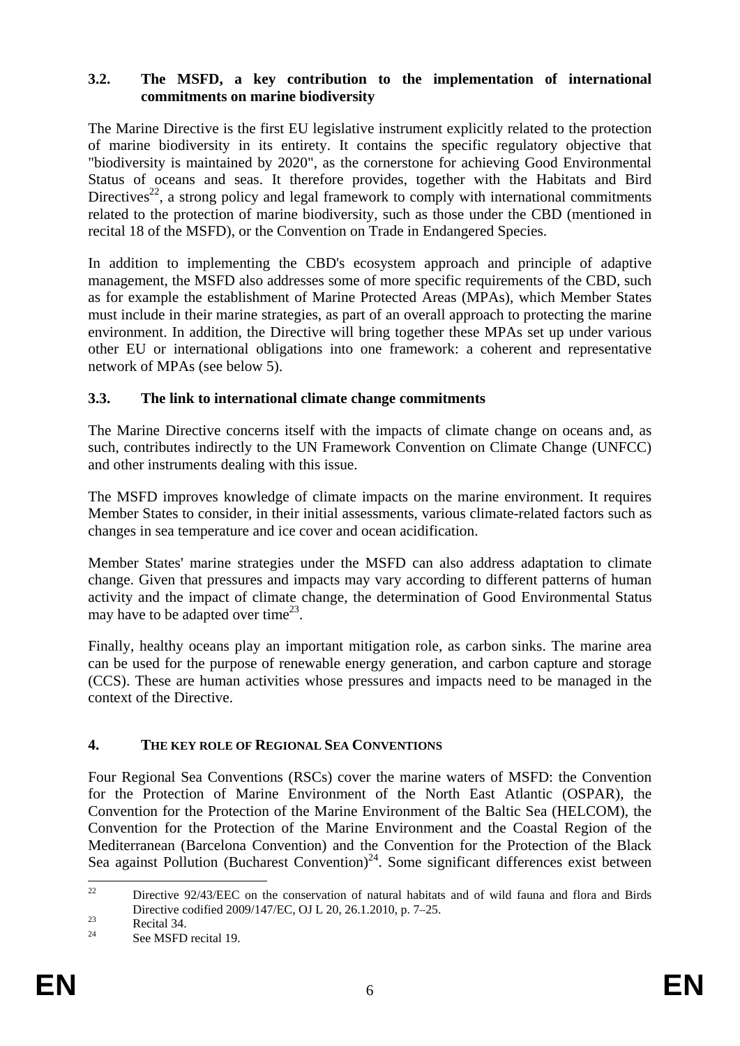### 3.2. The MSFD, a key contribution to the implementation of international commitments on marine biodiversity

The Marine Directive is the first EU legislative instrument explicitly related to the protection of marine biodiversity in its entirety. It contains the specific regulatory objective that "biodiversity is maintained by 2020", as the cornerstone for achieving Good Environmental Status of oceans and seas. It therefore provides, together with the Habitats and Bird Directives[22], a strong policy and legal framework to comply with international commitments related to the protection of marine biodiversity, such as those under the CBD (mentioned in recital 18 of the MSFD), or the Convention on Trade in Endangered Species.

In addition to implementing the CBD's ecosystem approach and principle of adaptive management, the MSFD also addresses some of more specific requirements of the CBD, such as for example the establishment of Marine Protected Areas (MPAs), which Member States must include in their marine strategies, as part of an overall approach to protecting the marine environment. In addition, the Directive will bring together these MPAs set up under various other EU or international obligations into one framework: a coherent and representative network of MPAs (see below 5).

### 3.3. The link to international climate change commitments

The Marine Directive concerns itself with the impacts of climate change on oceans and, as such, contributes indirectly to the UN Framework Convention on Climate Change (UNFCC) and other instruments dealing with this issue.

The MSFD improves knowledge of climate impacts on the marine environment. It requires Member States to consider, in their initial assessments, various climate-related factors such as changes in sea temperature and ice cover and ocean acidification.

Member States' marine strategies under the MSFD can also address adaptation to climate change. Given that pressures and impacts may vary according to different patterns of human activity and the impact of climate change, the determination of Good Environmental Status may have to be adapted over time[23].

Finally, healthy oceans play an important mitigation role, as carbon sinks. The marine area can be used for the purpose of renewable energy generation, and carbon capture and storage (CCS). These are human activities whose pressures and impacts need to be managed in the context of the Directive.

## 4. THE KEY ROLE OF REGIONAL SEA CONVENTIONS

Four Regional Sea Conventions (RSCs) cover the marine waters of MSFD: the Convention for the Protection of Marine Environment of the North East Atlantic (OSPAR), the Convention for the Protection of the Marine Environment of the Baltic Sea (HELCOM), the Convention for the Protection of the Marine Environment and the Coastal Region of the Mediterranean (Barcelona Convention) and the Convention for the Protection of the Black Sea against Pollution (Bucharest Convention)[24]. Some significant differences exist between

---

[22] Directive 92/43/EEC on the conservation of natural habitats and of wild fauna and flora and Birds Directive codified 2009/147/EC, OJ L 20, 26.1.2010, p. 7–25.

[23] Recital 34.

[24] See MSFD recital 19.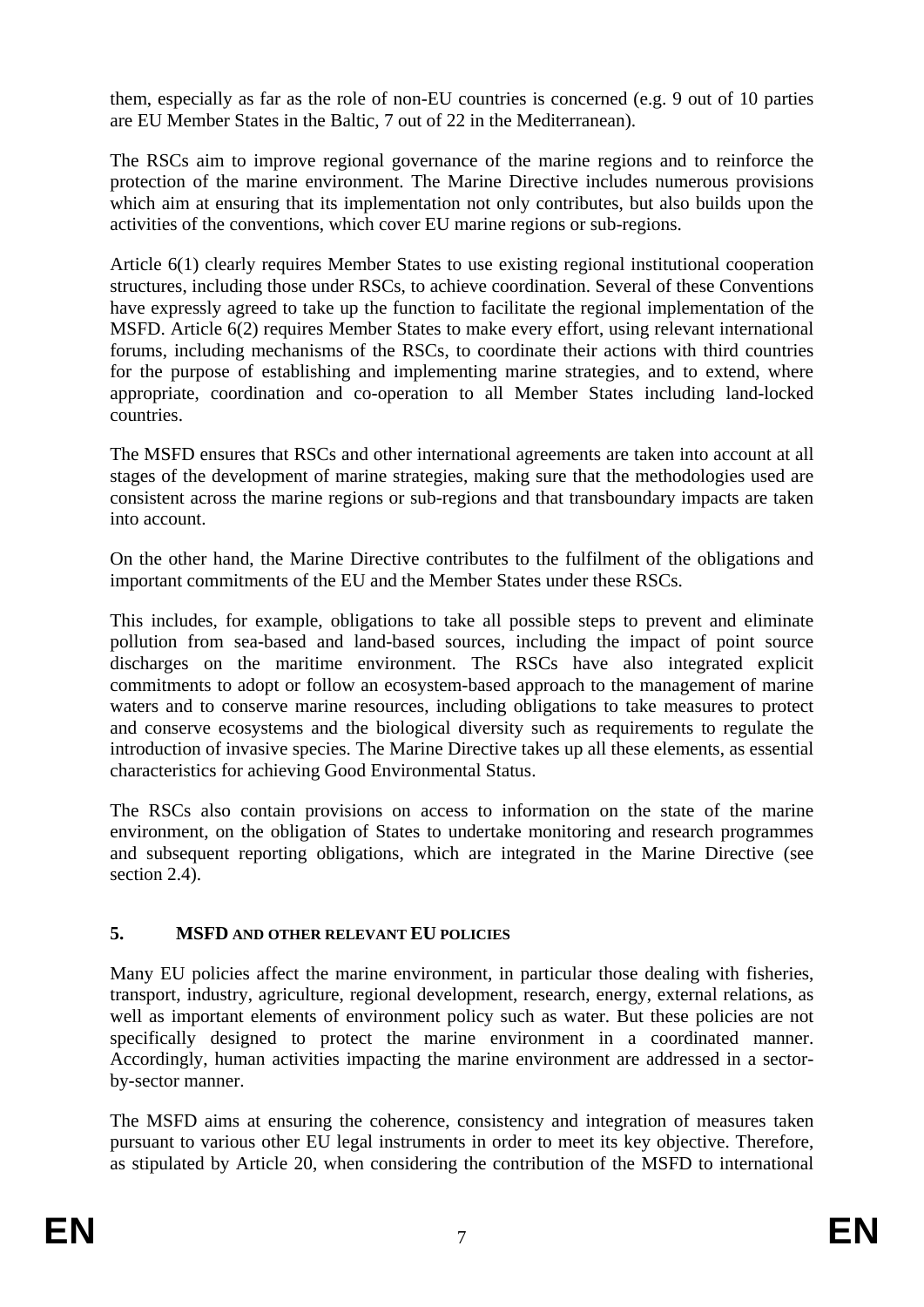them, especially as far as the role of non-EU countries is concerned (e.g. 9 out of 10 parties are EU Member States in the Baltic, 7 out of 22 in the Mediterranean).

The RSCs aim to improve regional governance of the marine regions and to reinforce the protection of the marine environment. The Marine Directive includes numerous provisions which aim at ensuring that its implementation not only contributes, but also builds upon the activities of the conventions, which cover EU marine regions or sub-regions.

Article 6(1) clearly requires Member States to use existing regional institutional cooperation structures, including those under RSCs, to achieve coordination. Several of these Conventions have expressly agreed to take up the function to facilitate the regional implementation of the MSFD. Article 6(2) requires Member States to make every effort, using relevant international forums, including mechanisms of the RSCs, to coordinate their actions with third countries for the purpose of establishing and implementing marine strategies, and to extend, where appropriate, coordination and co-operation to all Member States including land-locked countries.

The MSFD ensures that RSCs and other international agreements are taken into account at all stages of the development of marine strategies, making sure that the methodologies used are consistent across the marine regions or sub-regions and that transboundary impacts are taken into account.

On the other hand, the Marine Directive contributes to the fulfilment of the obligations and important commitments of the EU and the Member States under these RSCs.

This includes, for example, obligations to take all possible steps to prevent and eliminate pollution from sea-based and land-based sources, including the impact of point source discharges on the maritime environment. The RSCs have also integrated explicit commitments to adopt or follow an ecosystem-based approach to the management of marine waters and to conserve marine resources, including obligations to take measures to protect and conserve ecosystems and the biological diversity such as requirements to regulate the introduction of invasive species. The Marine Directive takes up all these elements, as essential characteristics for achieving Good Environmental Status.

The RSCs also contain provisions on access to information on the state of the marine environment, on the obligation of States to undertake monitoring and research programmes and subsequent reporting obligations, which are integrated in the Marine Directive (see section 2.4).

## 5. MSFD AND OTHER RELEVANT EU POLICIES

Many EU policies affect the marine environment, in particular those dealing with fisheries, transport, industry, agriculture, regional development, research, energy, external relations, as well as important elements of environment policy such as water. But these policies are not specifically designed to protect the marine environment in a coordinated manner. Accordingly, human activities impacting the marine environment are addressed in a sector-by-sector manner.

The MSFD aims at ensuring the coherence, consistency and integration of measures taken pursuant to various other EU legal instruments in order to meet its key objective. Therefore, as stipulated by Article 20, when considering the contribution of the MSFD to international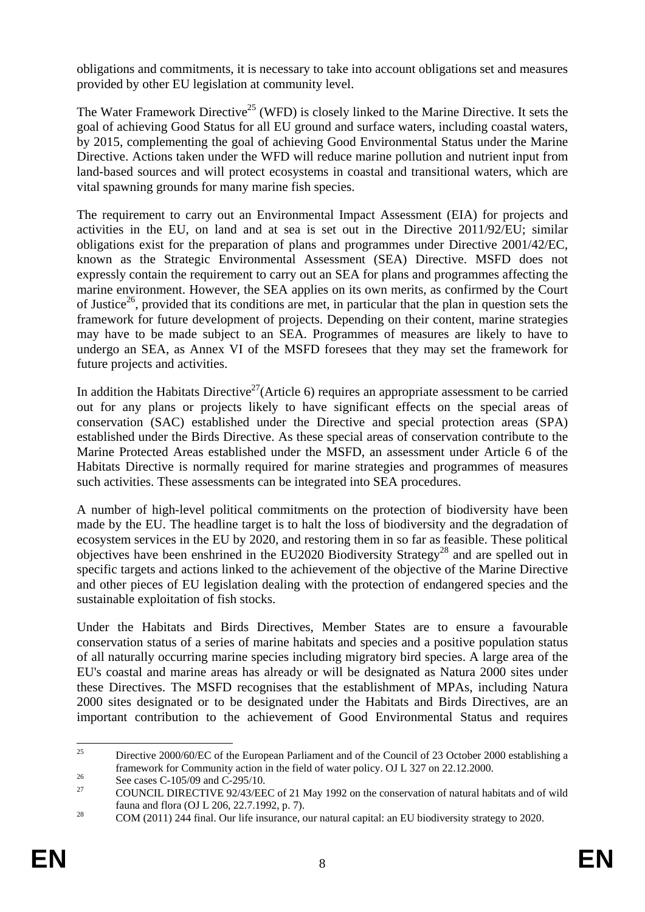obligations and commitments, it is necessary to take into account obligations set and measures provided by other EU legislation at community level.

The Water Framework Directive[25] (WFD) is closely linked to the Marine Directive. It sets the goal of achieving Good Status for all EU ground and surface waters, including coastal waters, by 2015, complementing the goal of achieving Good Environmental Status under the Marine Directive. Actions taken under the WFD will reduce marine pollution and nutrient input from land-based sources and will protect ecosystems in coastal and transitional waters, which are vital spawning grounds for many marine fish species.

The requirement to carry out an Environmental Impact Assessment (EIA) for projects and activities in the EU, on land and at sea is set out in the Directive 2011/92/EU; similar obligations exist for the preparation of plans and programmes under Directive 2001/42/EC, known as the Strategic Environmental Assessment (SEA) Directive. MSFD does not expressly contain the requirement to carry out an SEA for plans and programmes affecting the marine environment. However, the SEA applies on its own merits, as confirmed by the Court of Justice[26], provided that its conditions are met, in particular that the plan in question sets the framework for future development of projects. Depending on their content, marine strategies may have to be made subject to an SEA. Programmes of measures are likely to have to undergo an SEA, as Annex VI of the MSFD foresees that they may set the framework for future projects and activities.

In addition the Habitats Directive[27](Article 6) requires an appropriate assessment to be carried out for any plans or projects likely to have significant effects on the special areas of conservation (SAC) established under the Directive and special protection areas (SPA) established under the Birds Directive. As these special areas of conservation contribute to the Marine Protected Areas established under the MSFD, an assessment under Article 6 of the Habitats Directive is normally required for marine strategies and programmes of measures such activities. These assessments can be integrated into SEA procedures.

A number of high-level political commitments on the protection of biodiversity have been made by the EU. The headline target is to halt the loss of biodiversity and the degradation of ecosystem services in the EU by 2020, and restoring them in so far as feasible. These political objectives have been enshrined in the EU2020 Biodiversity Strategy[28] and are spelled out in specific targets and actions linked to the achievement of the objective of the Marine Directive and other pieces of EU legislation dealing with the protection of endangered species and the sustainable exploitation of fish stocks.

Under the Habitats and Birds Directives, Member States are to ensure a favourable conservation status of a series of marine habitats and species and a positive population status of all naturally occurring marine species including migratory bird species. A large area of the EU's coastal and marine areas has already or will be designated as Natura 2000 sites under these Directives. The MSFD recognises that the establishment of MPAs, including Natura 2000 sites designated or to be designated under the Habitats and Birds Directives, are an important contribution to the achievement of Good Environmental Status and requires

---

[25] Directive 2000/60/EC of the European Parliament and of the Council of 23 October 2000 establishing a framework for Community action in the field of water policy. OJ L 327 on 22.12.2000.

[26] See cases C-105/09 and C-295/10.

[27] COUNCIL DIRECTIVE 92/43/EEC of 21 May 1992 on the conservation of natural habitats and of wild fauna and flora (OJ L 206, 22.7.1992, p. 7).

[28] COM (2011) 244 final. Our life insurance, our natural capital: an EU biodiversity strategy to 2020.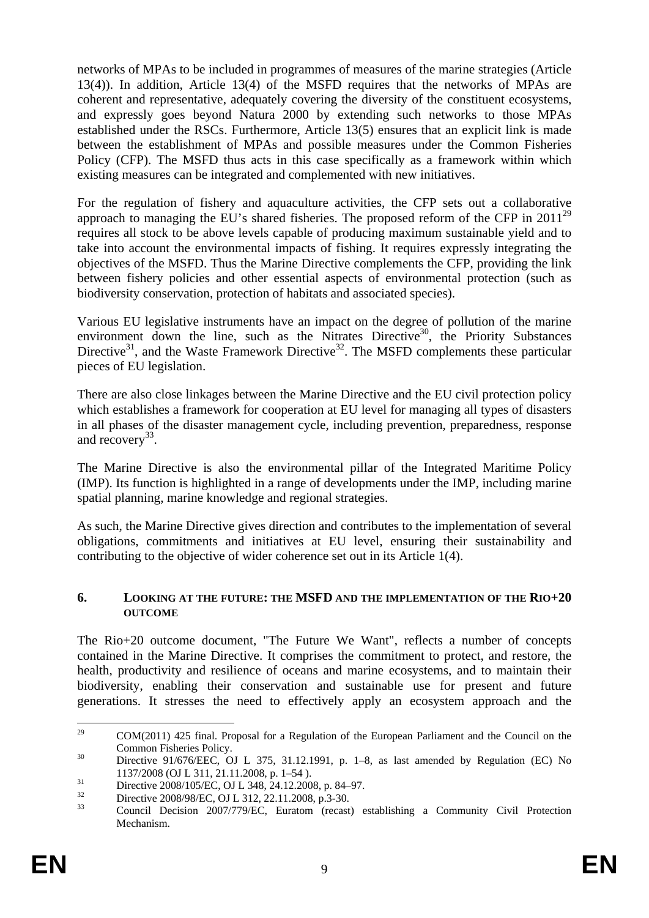networks of MPAs to be included in programmes of measures of the marine strategies (Article 13(4)). In addition, Article 13(4) of the MSFD requires that the networks of MPAs are coherent and representative, adequately covering the diversity of the constituent ecosystems, and expressly goes beyond Natura 2000 by extending such networks to those MPAs established under the RSCs. Furthermore, Article 13(5) ensures that an explicit link is made between the establishment of MPAs and possible measures under the Common Fisheries Policy (CFP). The MSFD thus acts in this case specifically as a framework within which existing measures can be integrated and complemented with new initiatives.

For the regulation of fishery and aquaculture activities, the CFP sets out a collaborative approach to managing the EU's shared fisheries. The proposed reform of the CFP in 2011[29] requires all stock to be above levels capable of producing maximum sustainable yield and to take into account the environmental impacts of fishing. It requires expressly integrating the objectives of the MSFD. Thus the Marine Directive complements the CFP, providing the link between fishery policies and other essential aspects of environmental protection (such as biodiversity conservation, protection of habitats and associated species).

Various EU legislative instruments have an impact on the degree of pollution of the marine environment down the line, such as the Nitrates Directive[30], the Priority Substances Directive[31], and the Waste Framework Directive[32]. The MSFD complements these particular pieces of EU legislation.

There are also close linkages between the Marine Directive and the EU civil protection policy which establishes a framework for cooperation at EU level for managing all types of disasters in all phases of the disaster management cycle, including prevention, preparedness, response and recovery[33].

The Marine Directive is also the environmental pillar of the Integrated Maritime Policy (IMP). Its function is highlighted in a range of developments under the IMP, including marine spatial planning, marine knowledge and regional strategies.

As such, the Marine Directive gives direction and contributes to the implementation of several obligations, commitments and initiatives at EU level, ensuring their sustainability and contributing to the objective of wider coherence set out in its Article 1(4).

## 6. LOOKING AT THE FUTURE: THE MSFD AND THE IMPLEMENTATION OF THE RIO+20 OUTCOME

The Rio+20 outcome document, "The Future We Want", reflects a number of concepts contained in the Marine Directive. It comprises the commitment to protect, and restore, the health, productivity and resilience of oceans and marine ecosystems, and to maintain their biodiversity, enabling their conservation and sustainable use for present and future generations. It stresses the need to effectively apply an ecosystem approach and the

---

[29] COM(2011) 425 final. Proposal for a Regulation of the European Parliament and the Council on the Common Fisheries Policy.

[30] Directive 91/676/EEC, OJ L 375, 31.12.1991, p. 1–8, as last amended by Regulation (EC) No 1137/2008 (OJ L 311, 21.11.2008, p. 1–54 ).

[31] Directive 2008/105/EC, OJ L 348, 24.12.2008, p. 84–97.

[32] Directive 2008/98/EC, OJ L 312, 22.11.2008, p.3-30.

[33] Council Decision 2007/779/EC, Euratom (recast) establishing a Community Civil Protection Mechanism.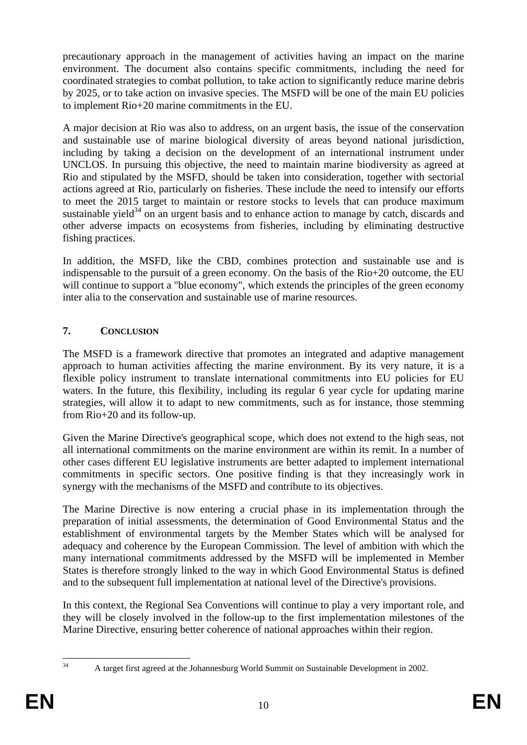precautionary approach in the management of activities having an impact on the marine environment. The document also contains specific commitments, including the need for coordinated strategies to combat pollution, to take action to significantly reduce marine debris by 2025, or to take action on invasive species. The MSFD will be one of the main EU policies to implement Rio+20 marine commitments in the EU.

A major decision at Rio was also to address, on an urgent basis, the issue of the conservation and sustainable use of marine biological diversity of areas beyond national jurisdiction, including by taking a decision on the development of an international instrument under UNCLOS. In pursuing this objective, the need to maintain marine biodiversity as agreed at Rio and stipulated by the MSFD, should be taken into consideration, together with sectorial actions agreed at Rio, particularly on fisheries. These include the need to intensify our efforts to meet the 2015 target to maintain or restore stocks to levels that can produce maximum sustainable yield[34] on an urgent basis and to enhance action to manage by catch, discards and other adverse impacts on ecosystems from fisheries, including by eliminating destructive fishing practices.

In addition, the MSFD, like the CBD, combines protection and sustainable use and is indispensable to the pursuit of a green economy. On the basis of the Rio+20 outcome, the EU will continue to support a "blue economy", which extends the principles of the green economy inter alia to the conservation and sustainable use of marine resources.

## 7. CONCLUSION

The MSFD is a framework directive that promotes an integrated and adaptive management approach to human activities affecting the marine environment. By its very nature, it is a flexible policy instrument to translate international commitments into EU policies for EU waters. In the future, this flexibility, including its regular 6 year cycle for updating marine strategies, will allow it to adapt to new commitments, such as for instance, those stemming from Rio+20 and its follow-up.

Given the Marine Directive's geographical scope, which does not extend to the high seas, not all international commitments on the marine environment are within its remit. In a number of other cases different EU legislative instruments are better adapted to implement international commitments in specific sectors. One positive finding is that they increasingly work in synergy with the mechanisms of the MSFD and contribute to its objectives.

The Marine Directive is now entering a crucial phase in its implementation through the preparation of initial assessments, the determination of Good Environmental Status and the establishment of environmental targets by the Member States which will be analysed for adequacy and coherence by the European Commission. The level of ambition with which the many international commitments addressed by the MSFD will be implemented in Member States is therefore strongly linked to the way in which Good Environmental Status is defined and to the subsequent full implementation at national level of the Directive's provisions.

In this context, the Regional Sea Conventions will continue to play a very important role, and they will be closely involved in the follow-up to the first implementation milestones of the Marine Directive, ensuring better coherence of national approaches within their region.

[34] A target first agreed at the Johannesburg World Summit on Sustainable Development in 2002.